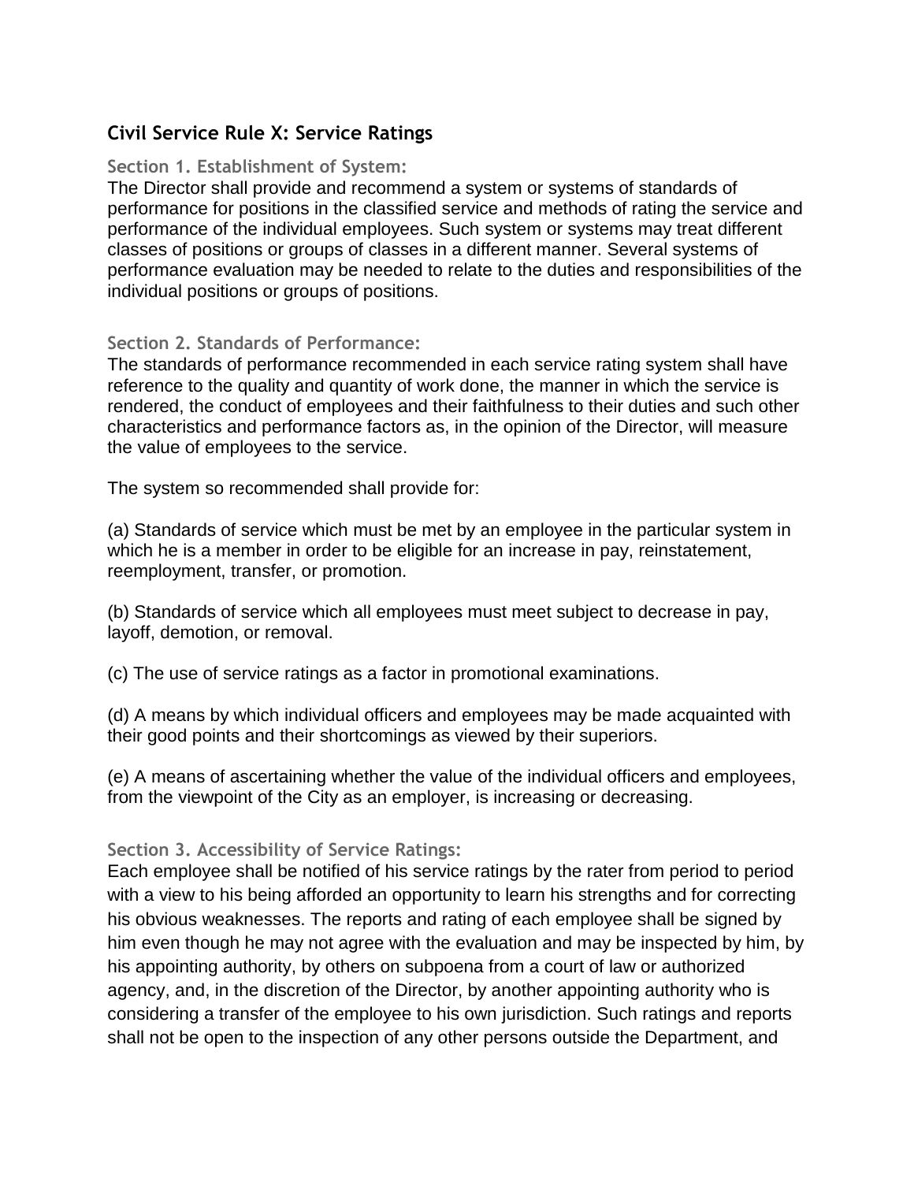## Civil Service Rule X: Service Ratings

### Section 1. Establishment of System:

The Director shall provide and recommend a system or systems of standards of performance for positions in the classified service and methods of rating the service and performance of the individual employees. Such system or systems may treat different classes of positions or groups of classes in a different manner. Several systems of performance evaluation may be needed to relate to the duties and responsibilities of the individual positions or groups of positions.

### Section 2. Standards of Performance:

The standards of performance recommended in each service rating system shall have reference to the quality and quantity of work done, the manner in which the service is rendered, the conduct of employees and their faithfulness to their duties and such other characteristics and performance factors as, in the opinion of the Director, will measure the value of employees to the service.

The system so recommended shall provide for:

(a) Standards of service which must be met by an employee in the particular system in which he is a member in order to be eligible for an increase in pay, reinstatement, reemployment, transfer, or promotion.

(b) Standards of service which all employees must meet subject to decrease in pay, layoff, demotion, or removal.

(c) The use of service ratings as a factor in promotional examinations.

(d) A means by which individual officers and employees may be made acquainted with their good points and their shortcomings as viewed by their superiors.

(e) A means of ascertaining whether the value of the individual officers and employees, from the viewpoint of the City as an employer, is increasing or decreasing.

### Section 3. Accessibility of Service Ratings:

Each employee shall be notified of his service ratings by the rater from period to period with a view to his being afforded an opportunity to learn his strengths and for correcting his obvious weaknesses. The reports and rating of each employee shall be signed by him even though he may not agree with the evaluation and may be inspected by him, by his appointing authority, by others on subpoena from a court of law or authorized agency, and, in the discretion of the Director, by another appointing authority who is considering a transfer of the employee to his own jurisdiction. Such ratings and reports shall not be open to the inspection of any other persons outside the Department, and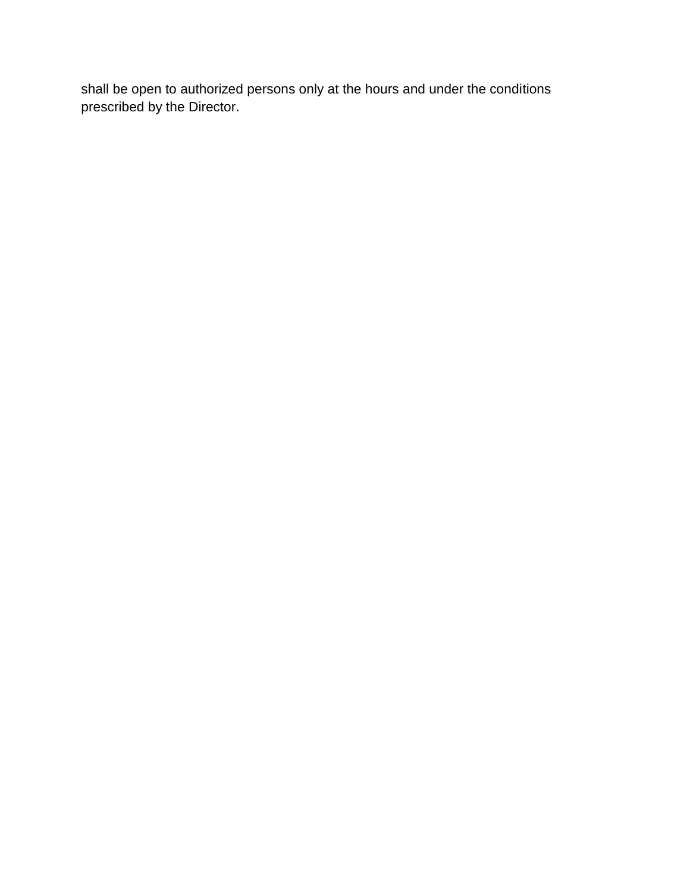shall be open to authorized persons only at the hours and under the conditions prescribed by the Director.